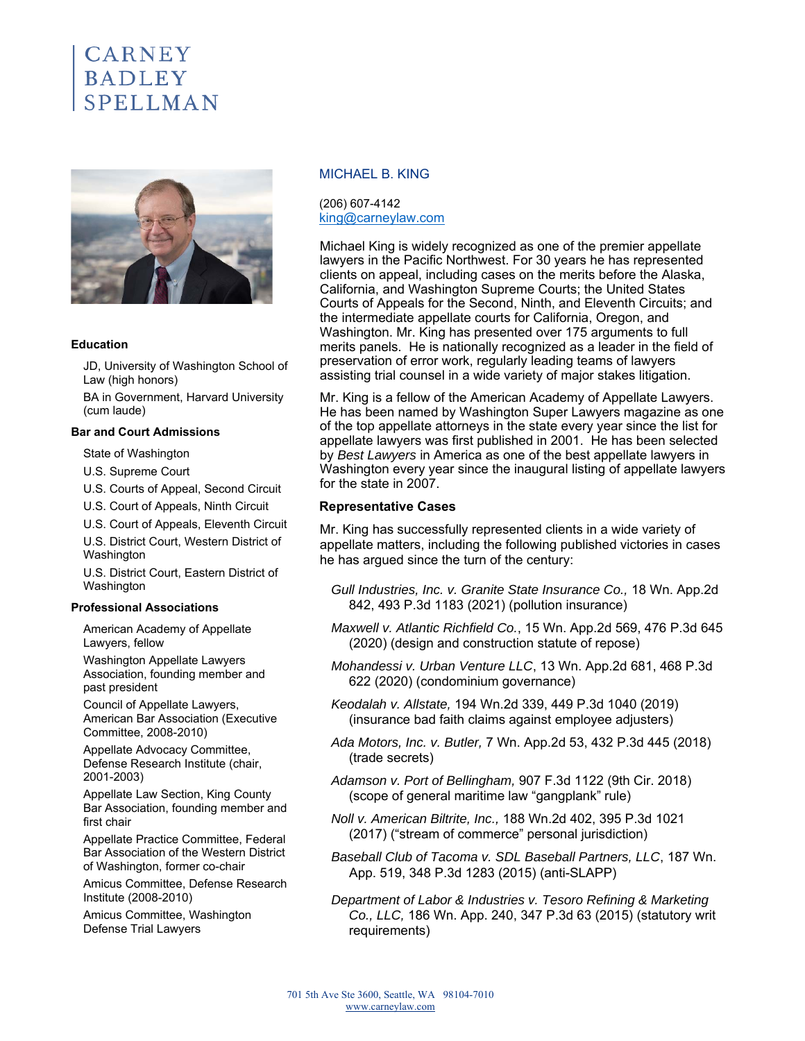# CARNEY BADLEY SPELLMAN

## MICHAEL B. KING

(206) 607-4142
king@carneylaw.com

Michael King is widely recognized as one of the premier appellate lawyers in the Pacific Northwest. For 30 years he has represented clients on appeal, including cases on the merits before the Alaska, California, and Washington Supreme Courts; the United States Courts of Appeals for the Second, Ninth, and Eleventh Circuits; and the intermediate appellate courts for California, Oregon, and Washington. Mr. King has presented over 175 arguments to full merits panels. He is nationally recognized as a leader in the field of preservation of error work, regularly leading teams of lawyers assisting trial counsel in a wide variety of major stakes litigation.

Mr. King is a fellow of the American Academy of Appellate Lawyers. He has been named by Washington Super Lawyers magazine as one of the top appellate attorneys in the state every year since the list for appellate lawyers was first published in 2001. He has been selected by *Best Lawyers* in America as one of the best appellate lawyers in Washington every year since the inaugural listing of appellate lawyers for the state in 2007.

### Representative Cases

Mr. King has successfully represented clients in a wide variety of appellate matters, including the following published victories in cases he has argued since the turn of the century:

- *Gull Industries, Inc. v. Granite State Insurance Co.,* 18 Wn. App.2d 842, 493 P.3d 1183 (2021) (pollution insurance)
- *Maxwell v. Atlantic Richfield Co.*, 15 Wn. App.2d 569, 476 P.3d 645 (2020) (design and construction statute of repose)
- *Mohandessi v. Urban Venture LLC*, 13 Wn. App.2d 681, 468 P.3d 622 (2020) (condominium governance)
- *Keodalah v. Allstate,* 194 Wn.2d 339, 449 P.3d 1040 (2019) (insurance bad faith claims against employee adjusters)
- *Ada Motors, Inc. v. Butler,* 7 Wn. App.2d 53, 432 P.3d 445 (2018) (trade secrets)
- *Adamson v. Port of Bellingham,* 907 F.3d 1122 (9th Cir. 2018) (scope of general maritime law "gangplank" rule)
- *Noll v. American Biltrite, Inc.,* 188 Wn.2d 402, 395 P.3d 1021 (2017) ("stream of commerce" personal jurisdiction)
- *Baseball Club of Tacoma v. SDL Baseball Partners, LLC*, 187 Wn. App. 519, 348 P.3d 1283 (2015) (anti-SLAPP)
- *Department of Labor & Industries v. Tesoro Refining & Marketing Co., LLC,* 186 Wn. App. 240, 347 P.3d 63 (2015) (statutory writ requirements)

### Education

- JD, University of Washington School of Law (high honors)
- BA in Government, Harvard University (cum laude)

### Bar and Court Admissions

- State of Washington
- U.S. Supreme Court
- U.S. Courts of Appeal, Second Circuit
- U.S. Court of Appeals, Ninth Circuit
- U.S. Court of Appeals, Eleventh Circuit
- U.S. District Court, Western District of Washington
- U.S. District Court, Eastern District of Washington

### Professional Associations

- American Academy of Appellate Lawyers, fellow
- Washington Appellate Lawyers Association, founding member and past president
- Council of Appellate Lawyers, American Bar Association (Executive Committee, 2008-2010)
- Appellate Advocacy Committee, Defense Research Institute (chair, 2001-2003)
- Appellate Law Section, King County Bar Association, founding member and first chair
- Appellate Practice Committee, Federal Bar Association of the Western District of Washington, former co-chair
- Amicus Committee, Defense Research Institute (2008-2010)
- Amicus Committee, Washington Defense Trial Lawyers

701 5th Ave Ste 3600, Seattle, WA 98104-7010
www.carneylaw.com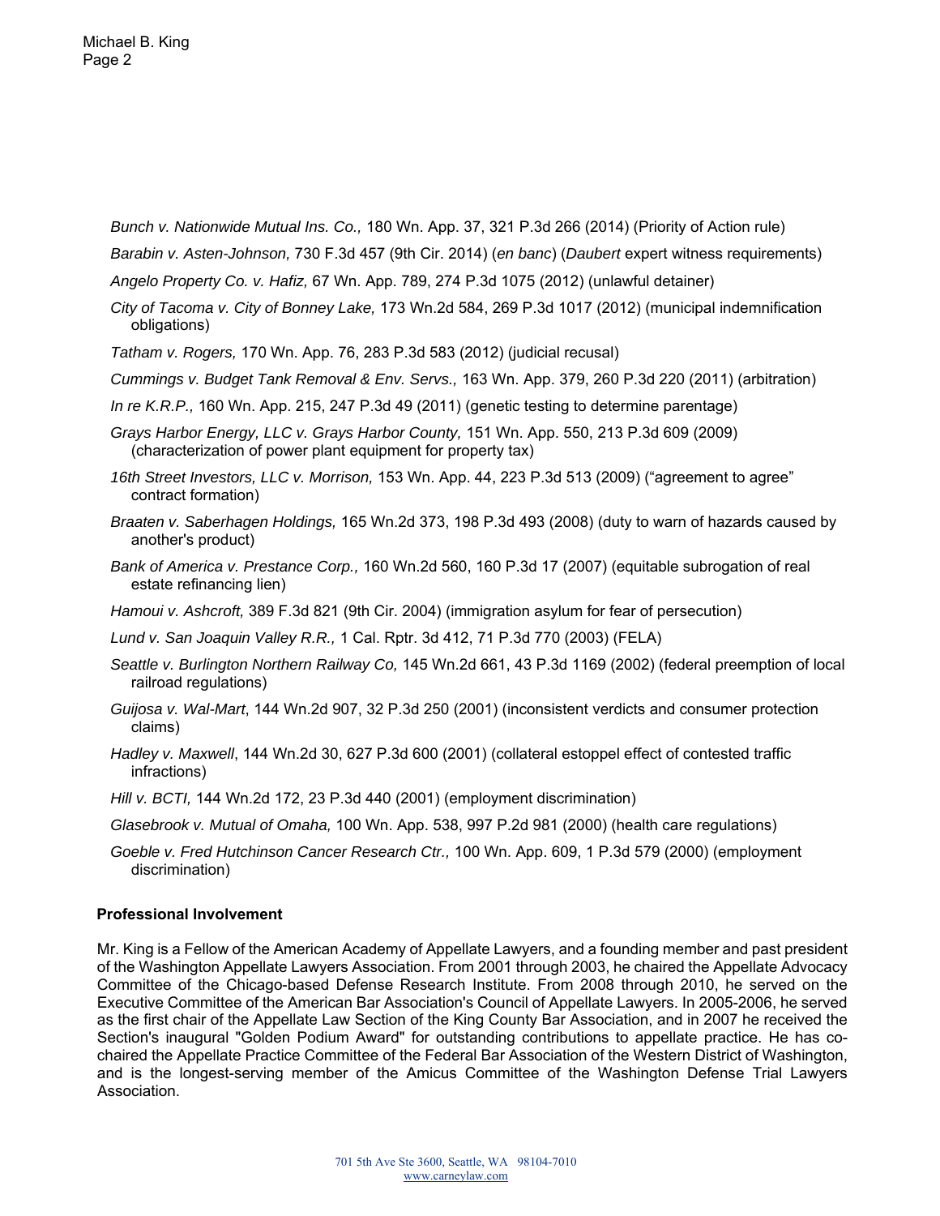*Bunch v. Nationwide Mutual Ins. Co.,* 180 Wn. App. 37, 321 P.3d 266 (2014) (Priority of Action rule)

*Barabin v. Asten-Johnson,* 730 F.3d 457 (9th Cir. 2014) (*en banc*) (*Daubert* expert witness requirements)

*Angelo Property Co. v. Hafiz,* 67 Wn. App. 789, 274 P.3d 1075 (2012) (unlawful detainer)

*City of Tacoma v. City of Bonney Lake,* 173 Wn.2d 584, 269 P.3d 1017 (2012) (municipal indemnification obligations)

*Tatham v. Rogers,* 170 Wn. App. 76, 283 P.3d 583 (2012) (judicial recusal)

*Cummings v. Budget Tank Removal & Env. Servs.,* 163 Wn. App. 379, 260 P.3d 220 (2011) (arbitration)

*In re K.R.P.,* 160 Wn. App. 215, 247 P.3d 49 (2011) (genetic testing to determine parentage)

*Grays Harbor Energy, LLC v. Grays Harbor County,* 151 Wn. App. 550, 213 P.3d 609 (2009) (characterization of power plant equipment for property tax)

*16th Street Investors, LLC v. Morrison,* 153 Wn. App. 44, 223 P.3d 513 (2009) ("agreement to agree" contract formation)

*Braaten v. Saberhagen Holdings,* 165 Wn.2d 373, 198 P.3d 493 (2008) (duty to warn of hazards caused by another's product)

*Bank of America v. Prestance Corp.,* 160 Wn.2d 560, 160 P.3d 17 (2007) (equitable subrogation of real estate refinancing lien)

*Hamoui v. Ashcroft,* 389 F.3d 821 (9th Cir. 2004) (immigration asylum for fear of persecution)

*Lund v. San Joaquin Valley R.R.,* 1 Cal. Rptr. 3d 412, 71 P.3d 770 (2003) (FELA)

*Seattle v. Burlington Northern Railway Co,* 145 Wn.2d 661, 43 P.3d 1169 (2002) (federal preemption of local railroad regulations)

*Guijosa v. Wal-Mart*, 144 Wn.2d 907, 32 P.3d 250 (2001) (inconsistent verdicts and consumer protection claims)

*Hadley v. Maxwell*, 144 Wn.2d 30, 627 P.3d 600 (2001) (collateral estoppel effect of contested traffic infractions)

*Hill v. BCTI,* 144 Wn.2d 172, 23 P.3d 440 (2001) (employment discrimination)

*Glasebrook v. Mutual of Omaha,* 100 Wn. App. 538, 997 P.2d 981 (2000) (health care regulations)

*Goeble v. Fred Hutchinson Cancer Research Ctr.,* 100 Wn. App. 609, 1 P.3d 579 (2000) (employment discrimination)

**Professional Involvement**

Mr. King is a Fellow of the American Academy of Appellate Lawyers, and a founding member and past president of the Washington Appellate Lawyers Association. From 2001 through 2003, he chaired the Appellate Advocacy Committee of the Chicago-based Defense Research Institute. From 2008 through 2010, he served on the Executive Committee of the American Bar Association's Council of Appellate Lawyers. In 2005-2006, he served as the first chair of the Appellate Law Section of the King County Bar Association, and in 2007 he received the Section's inaugural "Golden Podium Award" for outstanding contributions to appellate practice. He has co-chaired the Appellate Practice Committee of the Federal Bar Association of the Western District of Washington, and is the longest-serving member of the Amicus Committee of the Washington Defense Trial Lawyers Association.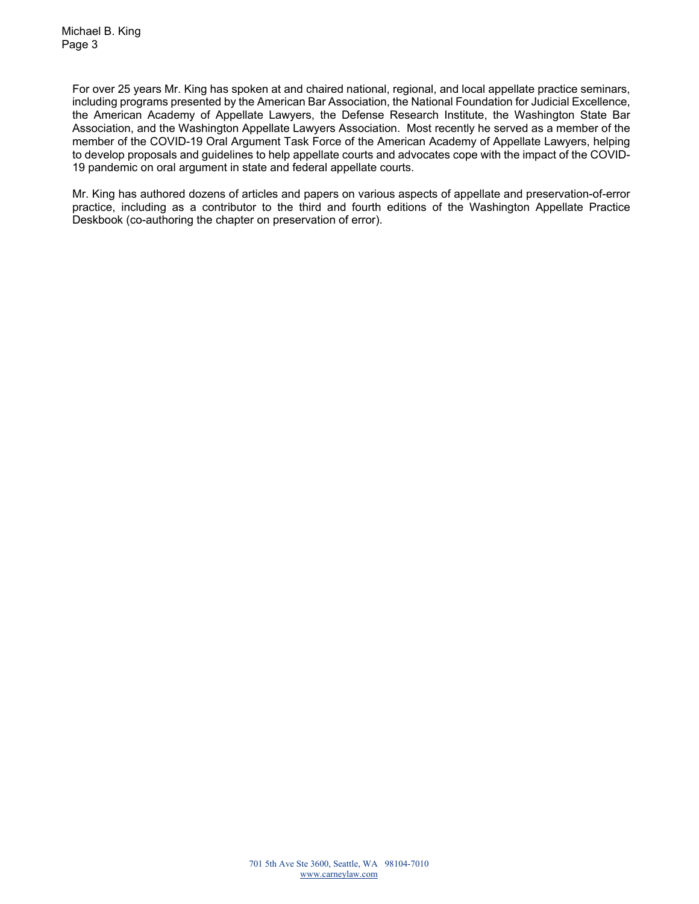For over 25 years Mr. King has spoken at and chaired national, regional, and local appellate practice seminars, including programs presented by the American Bar Association, the National Foundation for Judicial Excellence, the American Academy of Appellate Lawyers, the Defense Research Institute, the Washington State Bar Association, and the Washington Appellate Lawyers Association. Most recently he served as a member of the member of the COVID-19 Oral Argument Task Force of the American Academy of Appellate Lawyers, helping to develop proposals and guidelines to help appellate courts and advocates cope with the impact of the COVID-19 pandemic on oral argument in state and federal appellate courts.

Mr. King has authored dozens of articles and papers on various aspects of appellate and preservation-of-error practice, including as a contributor to the third and fourth editions of the Washington Appellate Practice Deskbook (co-authoring the chapter on preservation of error).